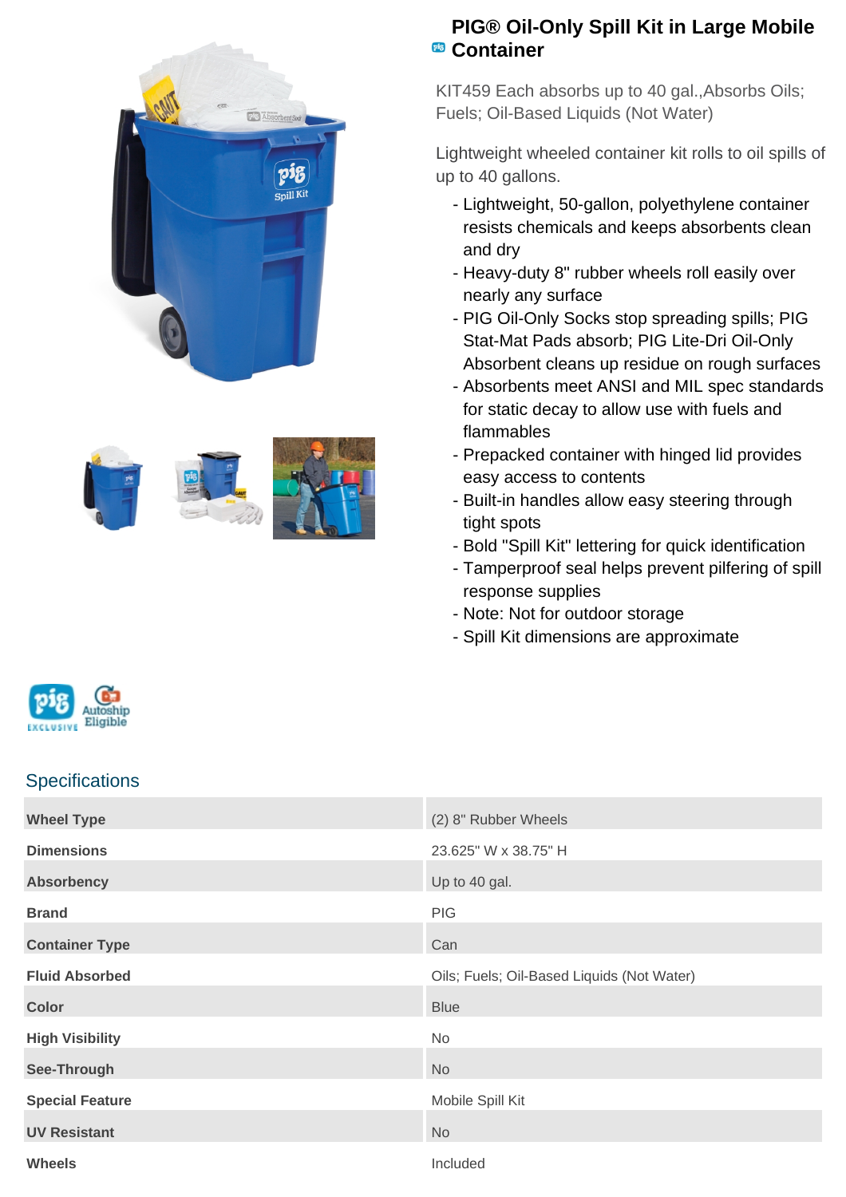# PIG® Oil-Only Spill Kit in Large Mobile Container

KIT459 Each absorbs up to 40 gal.,Absorbs Oils; Fuels; Oil-Based Liquids (Not Water)

Lightweight wheeled container kit rolls to oil spills of up to 40 gallons.

- Lightweight, 50-gallon, polyethylene container resists chemicals and keeps absorbents clean and dry
- Heavy-duty 8" rubber wheels roll easily over nearly any surface
- PIG Oil-Only Socks stop spreading spills; PIG Stat-Mat Pads absorb; PIG Lite-Dri Oil-Only Absorbent cleans up residue on rough surfaces
- Absorbents meet ANSI and MIL spec standards for static decay to allow use with fuels and flammables
- Prepacked container with hinged lid provides easy access to contents
- Built-in handles allow easy steering through tight spots
- Bold "Spill Kit" lettering for quick identification
- Tamperproof seal helps prevent pilfering of spill response supplies
- Note: Not for outdoor storage
- Spill Kit dimensions are approximate

## Specifications

| | |
|---|---|
| **Wheel Type** | (2) 8" Rubber Wheels |
| **Dimensions** | 23.625" W x 38.75" H |
| **Absorbency** | Up to 40 gal. |
| **Brand** | PIG |
| **Container Type** | Can |
| **Fluid Absorbed** | Oils; Fuels; Oil-Based Liquids (Not Water) |
| **Color** | Blue |
| **High Visibility** | No |
| **See-Through** | No |
| **Special Feature** | Mobile Spill Kit |
| **UV Resistant** | No |
| **Wheels** | Included |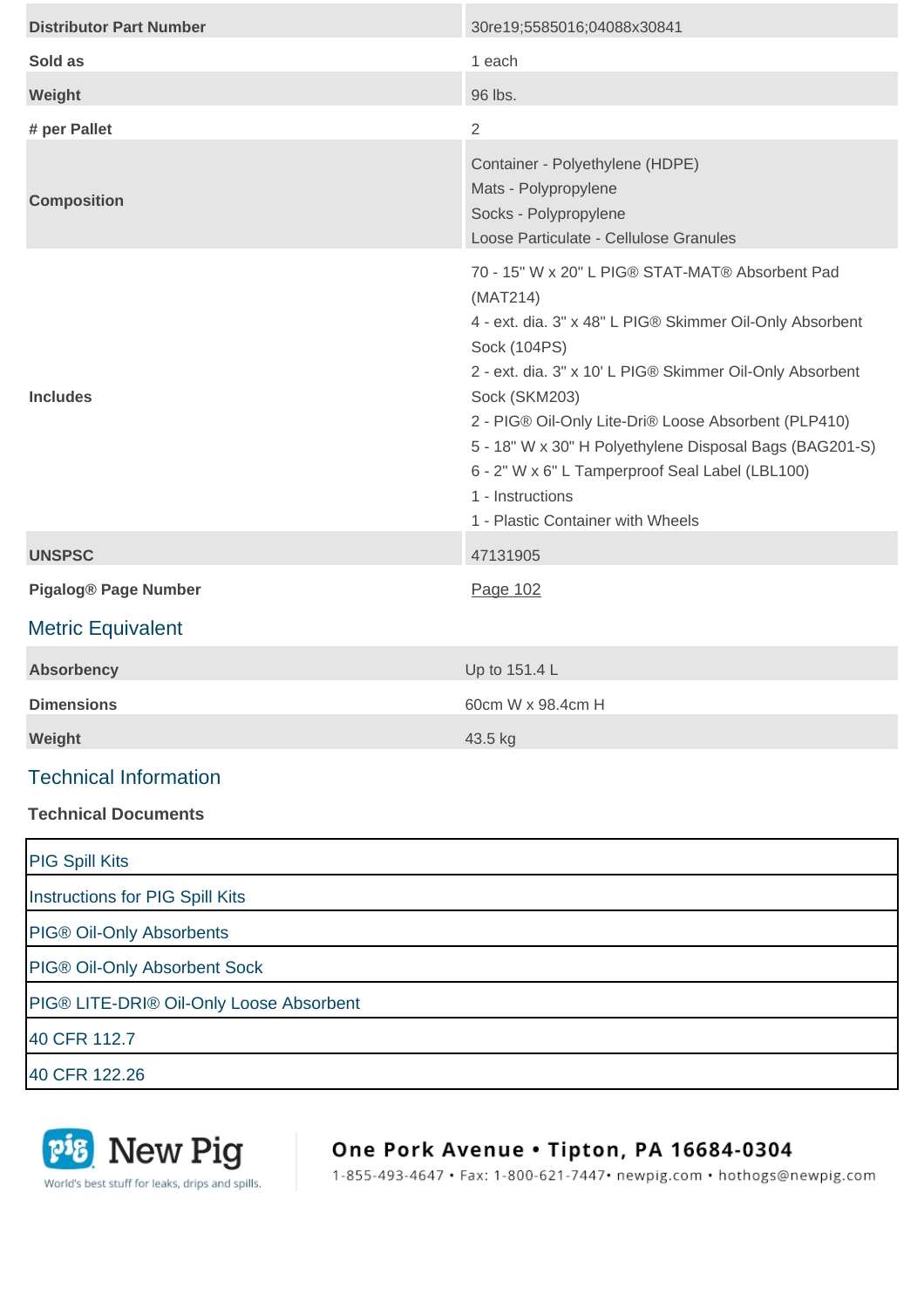| | |
|---|---|
| **Distributor Part Number** | 30re19;5585016;04088x30841 |
| **Sold as** | 1 each |
| **Weight** | 96 lbs. |
| **# per Pallet** | 2 |
| **Composition** | Container - Polyethylene (HDPE)<br>Mats - Polypropylene<br>Socks - Polypropylene<br>Loose Particulate - Cellulose Granules |
| **Includes** | 70 - 15" W x 20" L PIG® STAT-MAT® Absorbent Pad (MAT214)<br>4 - ext. dia. 3" x 48" L PIG® Skimmer Oil-Only Absorbent Sock (104PS)<br>2 - ext. dia. 3" x 10' L PIG® Skimmer Oil-Only Absorbent Sock (SKM203)<br>2 - PIG® Oil-Only Lite-Dri® Loose Absorbent (PLP410)<br>5 - 18" W x 30" H Polyethylene Disposal Bags (BAG201-S)<br>6 - 2" W x 6" L Tamperproof Seal Label (LBL100)<br>1 - Instructions<br>1 - Plastic Container with Wheels |
| **UNSPSC** | 47131905 |
| **Pigalog® Page Number** | Page 102 |

## Metric Equivalent

| | |
|---|---|
| **Absorbency** | Up to 151.4 L |
| **Dimensions** | 60cm W x 98.4cm H |
| **Weight** | 43.5 kg |

## Technical Information

### Technical Documents

| |
|---|
| PIG Spill Kits |
| Instructions for PIG Spill Kits |
| PIG® Oil-Only Absorbents |
| PIG® Oil-Only Absorbent Sock |
| PIG® LITE-DRI® Oil-Only Loose Absorbent |
| 40 CFR 112.7 |
| 40 CFR 122.26 |

New Pig
World's best stuff for leaks, drips and spills.

One Pork Avenue • Tipton, PA 16684-0304
1-855-493-4647 • Fax: 1-800-621-7447 • newpig.com • hothogs@newpig.com